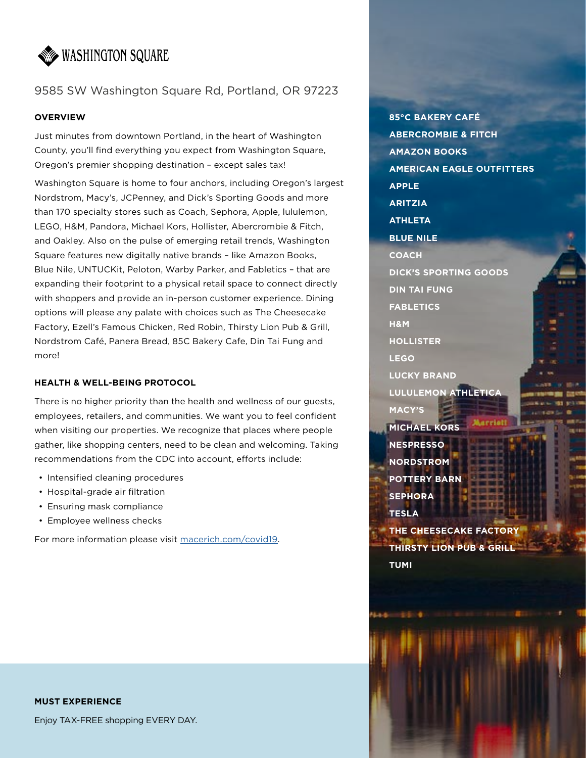# WASHINGTON SQUARE

9585 SW Washington Square Rd, Portland, OR 97223

## OVERVIEW

Just minutes from downtown Portland, in the heart of Washington County, you'll find everything you expect from Washington Square, Oregon's premier shopping destination – except sales tax!

Washington Square is home to four anchors, including Oregon's largest Nordstrom, Macy's, JCPenney, and Dick's Sporting Goods and more than 170 specialty stores such as Coach, Sephora, Apple, lululemon, LEGO, H&M, Pandora, Michael Kors, Hollister, Abercrombie & Fitch, and Oakley. Also on the pulse of emerging retail trends, Washington Square features new digitally native brands – like Amazon Books, Blue Nile, UNTUCKit, Peloton, Warby Parker, and Fabletics – that are expanding their footprint to a physical retail space to connect directly with shoppers and provide an in-person customer experience. Dining options will please any palate with choices such as The Cheesecake Factory, Ezell's Famous Chicken, Red Robin, Thirsty Lion Pub & Grill, Nordstrom Café, Panera Bread, 85C Bakery Cafe, Din Tai Fung and more!

## HEALTH & WELL-BEING PROTOCOL

There is no higher priority than the health and wellness of our guests, employees, retailers, and communities. We want you to feel confident when visiting our properties. We recognize that places where people gather, like shopping centers, need to be clean and welcoming. Taking recommendations from the CDC into account, efforts include:

- Intensified cleaning procedures
- Hospital-grade air filtration
- Ensuring mask compliance
- Employee wellness checks

For more information please visit [macerich.com/covid19](macerich.com/covid19).

**85°C BAKERY CAFÉ**
**ABERCROMBIE & FITCH**
**AMAZON BOOKS**
**AMERICAN EAGLE OUTFITTERS**
**APPLE**
**ARITZIA**
**ATHLETA**
**BLUE NILE**
**COACH**
**DICK'S SPORTING GOODS**
**DIN TAI FUNG**
**FABLETICS**
**H&M**
**HOLLISTER**
**LEGO**
**LUCKY BRAND**
**LULULEMON ATHLETICA**
**MACY'S**
**MICHAEL KORS**
**NESPRESSO**
**NORDSTROM**
**POTTERY BARN**
**SEPHORA**
**TESLA**
**THE CHEESECAKE FACTORY**
**THIRSTY LION PUB & GRILL**
**TUMI**

## MUST EXPERIENCE

Enjoy TAX-FREE shopping EVERY DAY.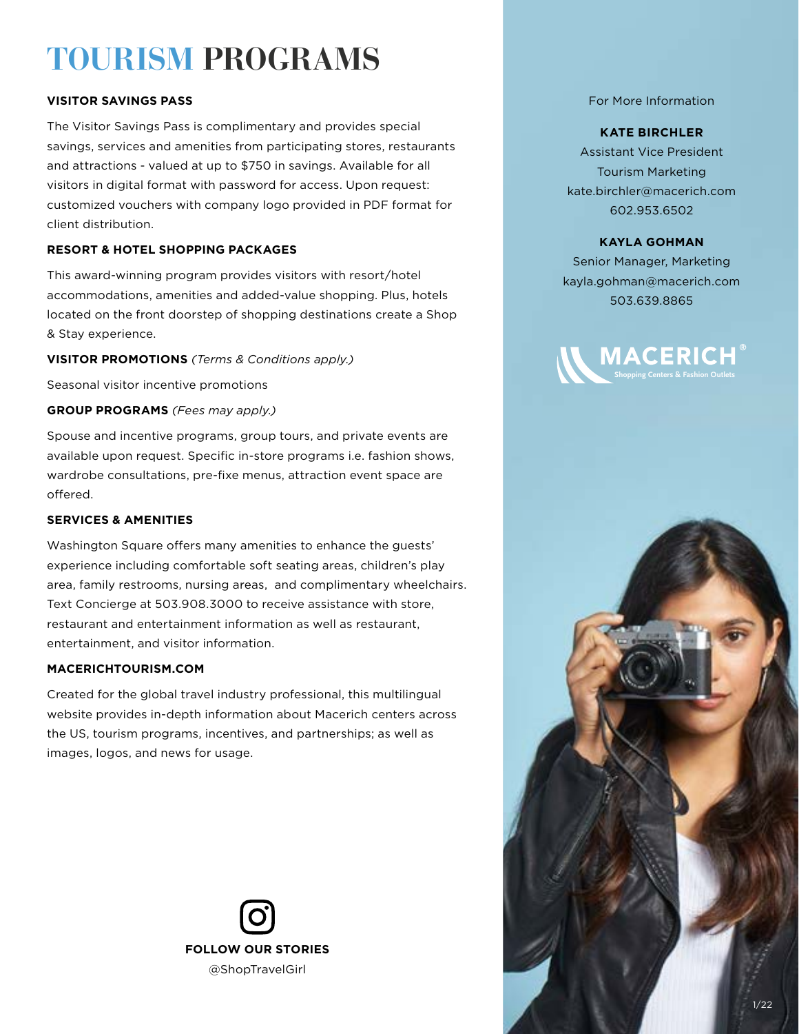# TOURISM PROGRAMS

**VISITOR SAVINGS PASS**

The Visitor Savings Pass is complimentary and provides special savings, services and amenities from participating stores, restaurants and attractions - valued at up to $750 in savings. Available for all visitors in digital format with password for access. Upon request: customized vouchers with company logo provided in PDF format for client distribution.

**RESORT & HOTEL SHOPPING PACKAGES**

This award-winning program provides visitors with resort/hotel accommodations, amenities and added-value shopping. Plus, hotels located on the front doorstep of shopping destinations create a Shop & Stay experience.

**VISITOR PROMOTIONS** *(Terms & Conditions apply.)*

Seasonal visitor incentive promotions

**GROUP PROGRAMS** *(Fees may apply.)*

Spouse and incentive programs, group tours, and private events are available upon request. Specific in-store programs i.e. fashion shows, wardrobe consultations, pre-fixe menus, attraction event space are offered.

**SERVICES & AMENITIES**

Washington Square offers many amenities to enhance the guests' experience including comfortable soft seating areas, children's play area, family restrooms, nursing areas, and complimentary wheelchairs. Text Concierge at 503.908.3000 to receive assistance with store, restaurant and entertainment information as well as restaurant, entertainment, and visitor information.

**MACERICHTOURISM.COM**

Created for the global travel industry professional, this multilingual website provides in-depth information about Macerich centers across the US, tourism programs, incentives, and partnerships; as well as images, logos, and news for usage.

**FOLLOW OUR STORIES**

@ShopTravelGirl

For More Information

**KATE BIRCHLER**
Assistant Vice President
Tourism Marketing
kate.birchler@macerich.com
602.953.6502

**KAYLA GOHMAN**
Senior Manager, Marketing
kayla.gohman@macerich.com
503.639.8865

MACERICH®
Shopping Centers & Fashion Outlets

1/22